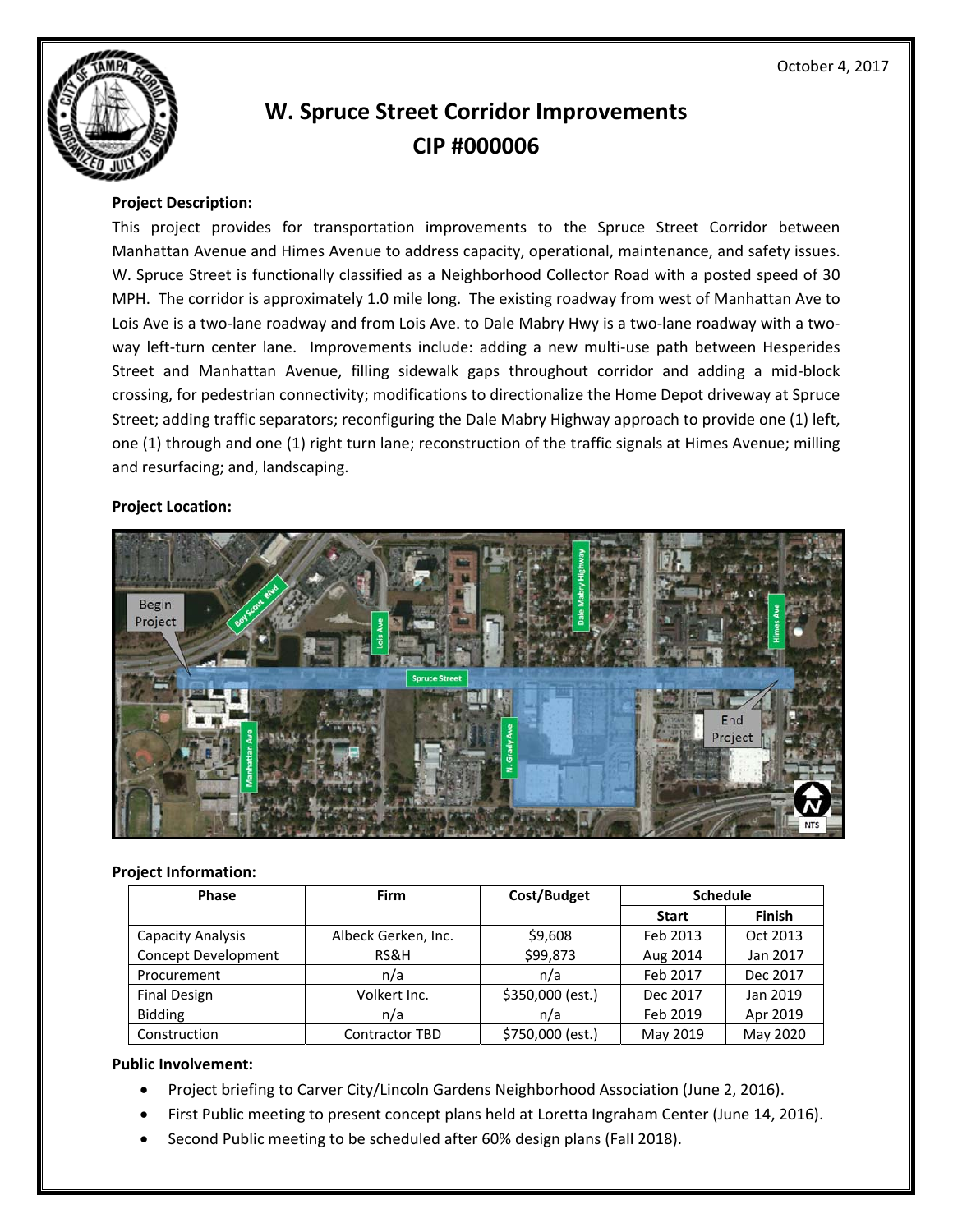October 4, 2017

# W. Spruce Street Corridor Improvements
# CIP #000006

**Project Description:**

This project provides for transportation improvements to the Spruce Street Corridor between Manhattan Avenue and Himes Avenue to address capacity, operational, maintenance, and safety issues. W. Spruce Street is functionally classified as a Neighborhood Collector Road with a posted speed of 30 MPH. The corridor is approximately 1.0 mile long. The existing roadway from west of Manhattan Ave to Lois Ave is a two-lane roadway and from Lois Ave. to Dale Mabry Hwy is a two-lane roadway with a two-way left-turn center lane. Improvements include: adding a new multi-use path between Hesperides Street and Manhattan Avenue, filling sidewalk gaps throughout corridor and adding a mid-block crossing, for pedestrian connectivity; modifications to directionalize the Home Depot driveway at Spruce Street; adding traffic separators; reconfiguring the Dale Mabry Highway approach to provide one (1) left, one (1) through and one (1) right turn lane; reconstruction of the traffic signals at Himes Avenue; milling and resurfacing; and, landscaping.

**Project Location:**

**Project Information:**

| Phase | Firm | Cost/Budget | Schedule | |
|---|---|---|---|---|
| | | | Start | Finish |
| Capacity Analysis | Albeck Gerken, Inc. | $9,608 | Feb 2013 | Oct 2013 |
| Concept Development | RS&H | $99,873 | Aug 2014 | Jan 2017 |
| Procurement | n/a | n/a | Feb 2017 | Dec 2017 |
| Final Design | Volkert Inc. | $350,000 (est.) | Dec 2017 | Jan 2019 |
| Bidding | n/a | n/a | Feb 2019 | Apr 2019 |
| Construction | Contractor TBD | $750,000 (est.) | May 2019 | May 2020 |

**Public Involvement:**

- Project briefing to Carver City/Lincoln Gardens Neighborhood Association (June 2, 2016).
- First Public meeting to present concept plans held at Loretta Ingraham Center (June 14, 2016).
- Second Public meeting to be scheduled after 60% design plans (Fall 2018).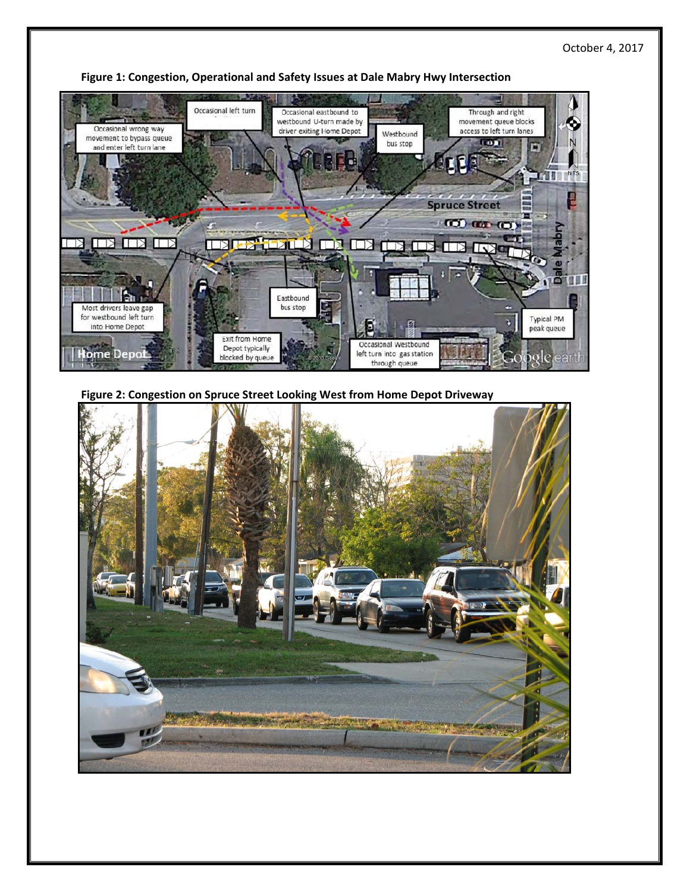October 4, 2017

**Figure 1: Congestion, Operational and Safety Issues at Dale Mabry Hwy Intersection**

**Figure 2: Congestion on Spruce Street Looking West from Home Depot Driveway**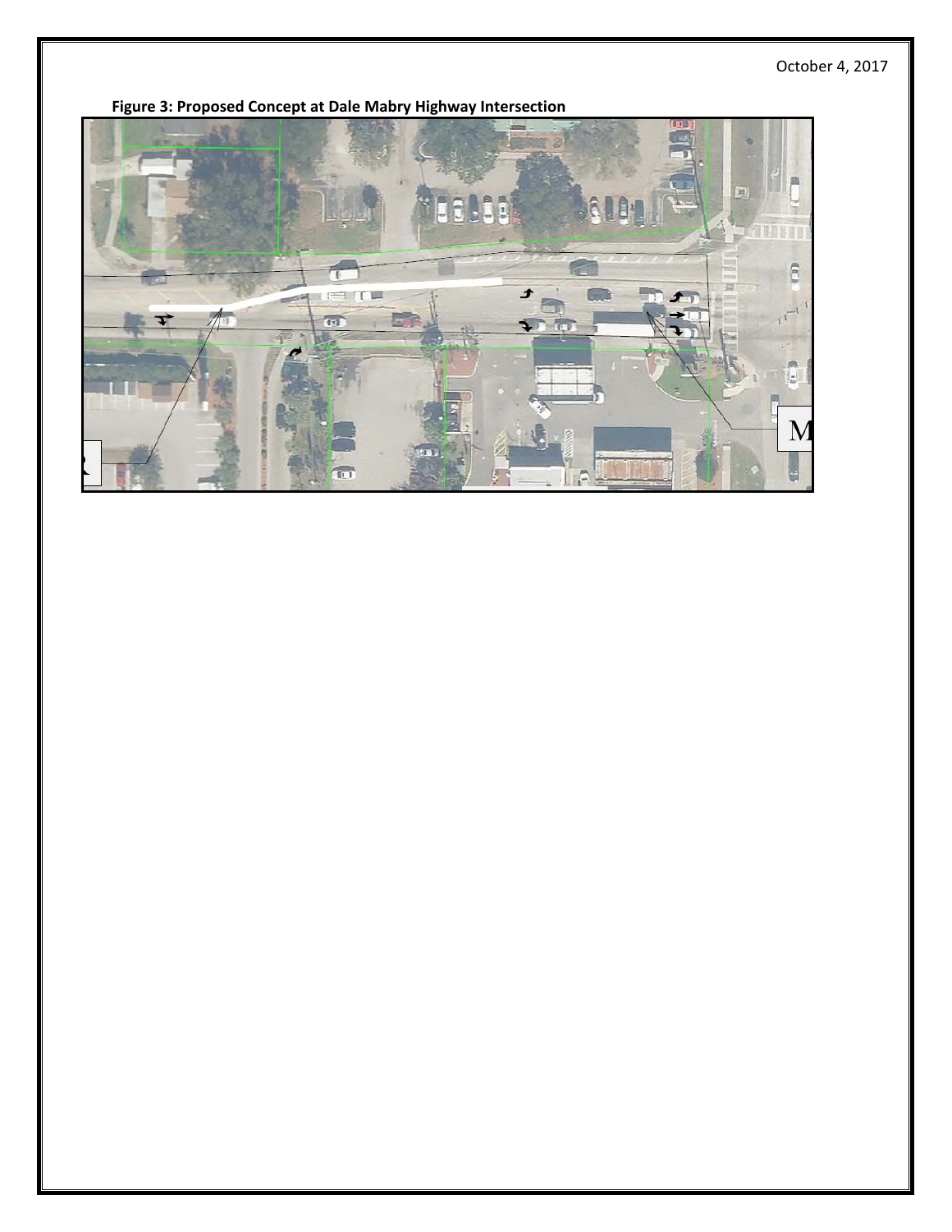**Figure 3: Proposed Concept at Dale Mabry Highway Intersection**

M